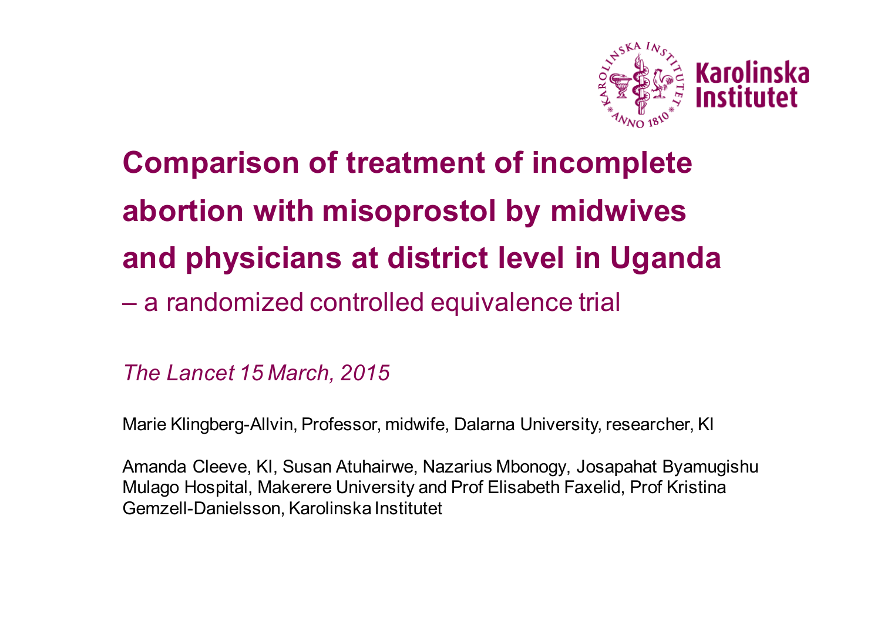Karolinska Institutet

# Comparison of treatment of incomplete abortion with misoprostol by midwives and physicians at district level in Uganda

– a randomized controlled equivalence trial

*The Lancet 15 March, 2015*

Marie Klingberg-Allvin, Professor, midwife, Dalarna University, researcher, KI

Amanda Cleeve, KI, Susan Atuhairwe, Nazarius Mbonogy, Josapahat Byamugishu Mulago Hospital, Makerere University and Prof Elisabeth Faxelid, Prof Kristina Gemzell-Danielsson, Karolinska Institutet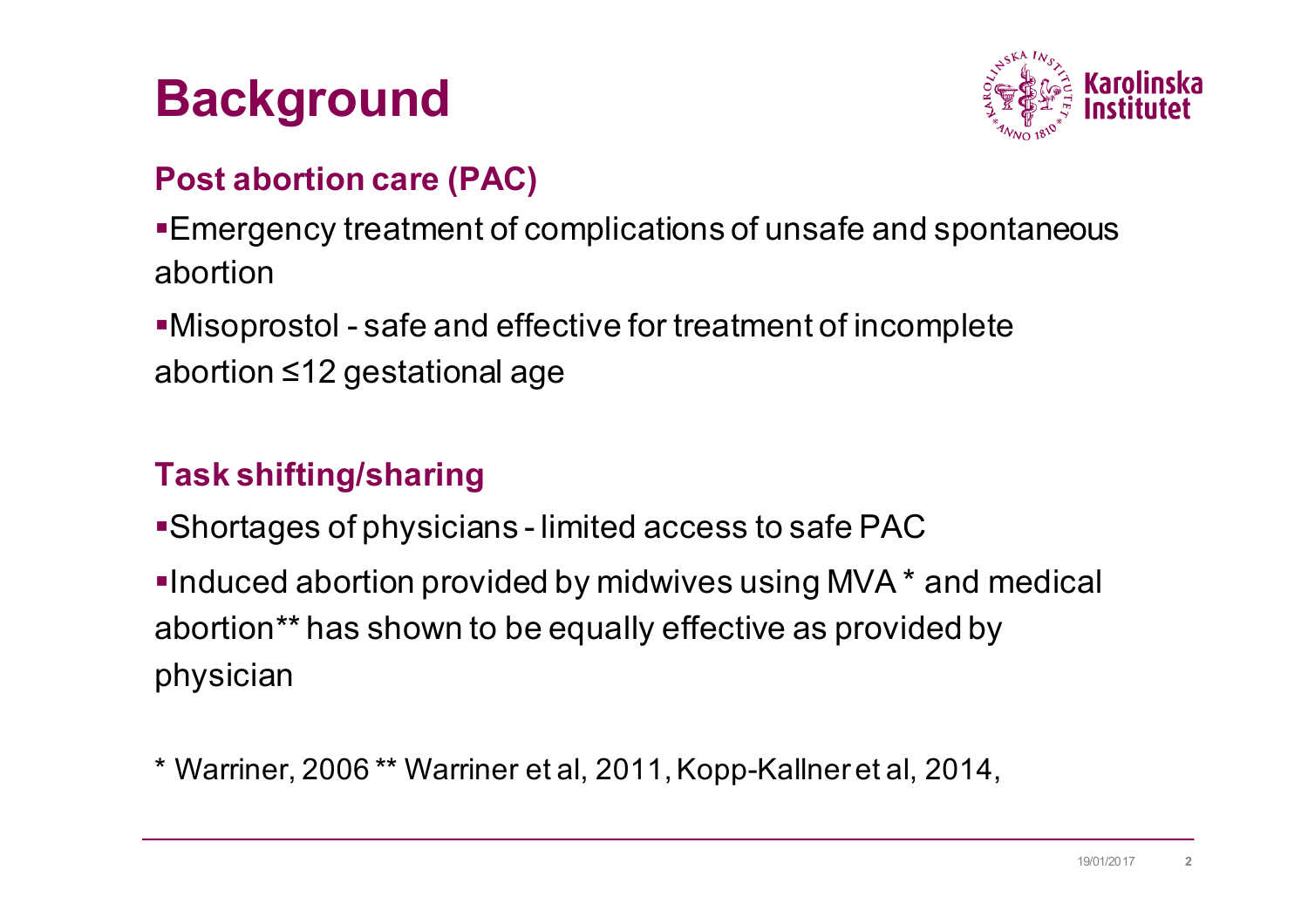# Background

### Post abortion care (PAC)

- Emergency treatment of complications of unsafe and spontaneous abortion
- Misoprostol - safe and effective for treatment of incomplete abortion ≤12 gestational age

### Task shifting/sharing

- Shortages of physicians - limited access to safe PAC
- Induced abortion provided by midwives using MVA * and medical abortion** has shown to be equally effective as provided by physician

* Warriner, 2006 ** Warriner et al, 2011, Kopp-Kallner et al, 2014,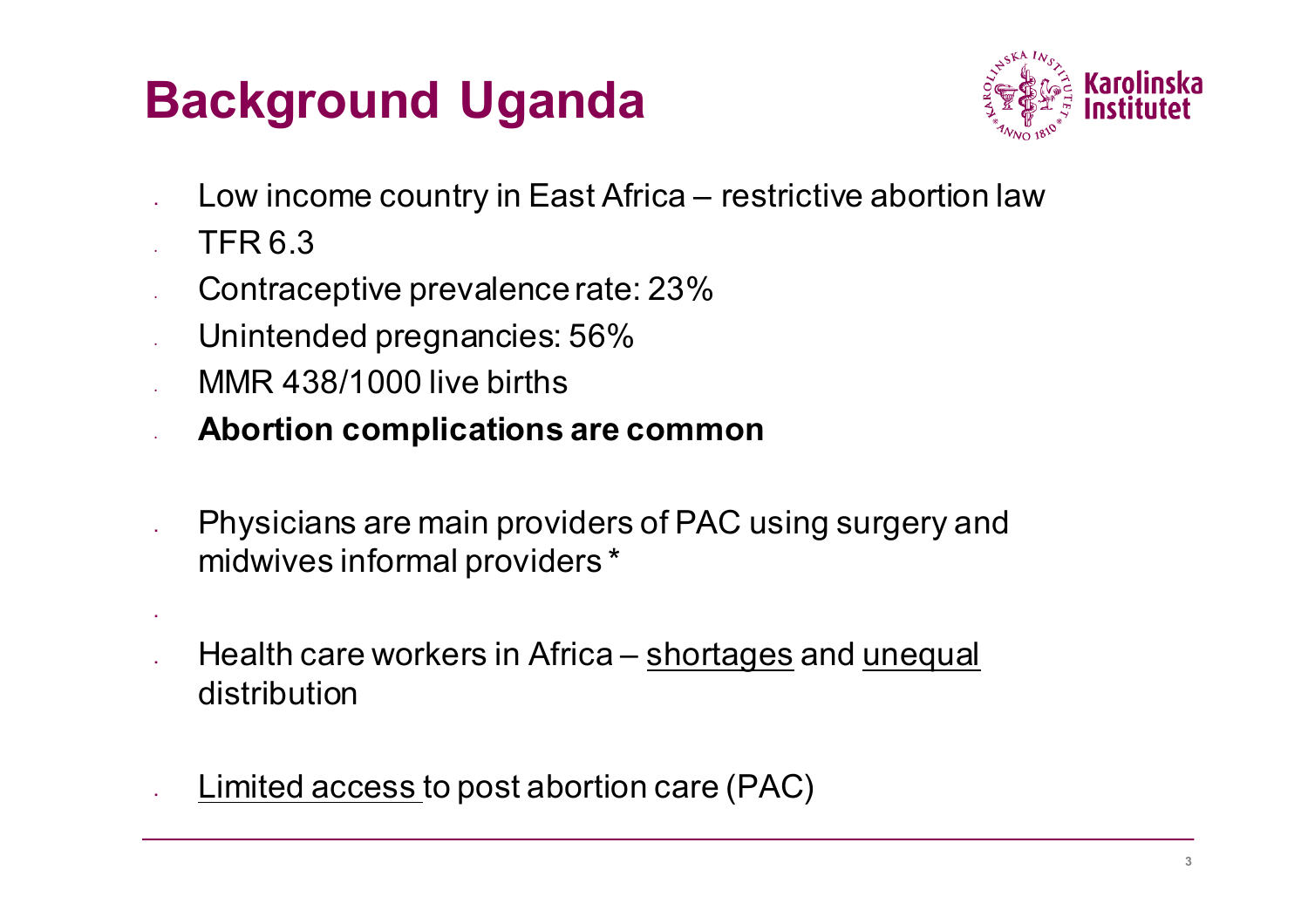# Background Uganda

- Low income country in East Africa – restrictive abortion law
- TFR 6.3
- Contraceptive prevalence rate: 23%
- Unintended pregnancies: 56%
- MMR 438/1000 live births
- **Abortion complications are common**

- Physicians are main providers of PAC using surgery and midwives informal providers *

- Health care workers in Africa – shortages and unequal distribution

- Limited access to post abortion care (PAC)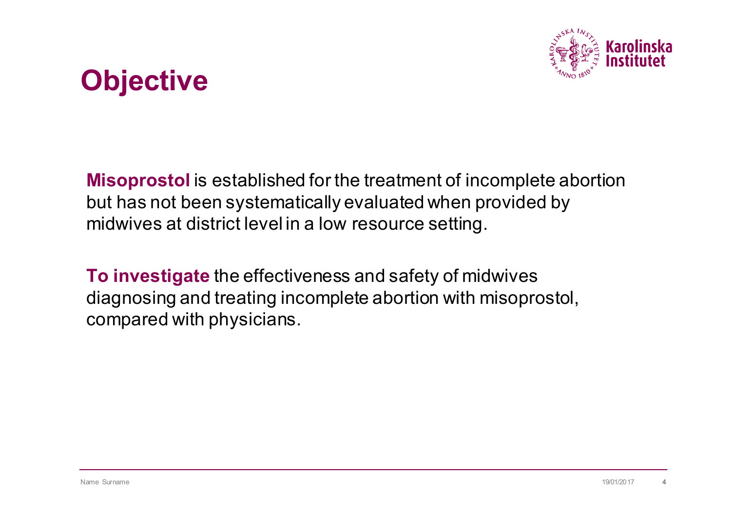# Objective

**Misoprostol** is established for the treatment of incomplete abortion but has not been systematically evaluated when provided by midwives at district level in a low resource setting.

**To investigate** the effectiveness and safety of midwives diagnosing and treating incomplete abortion with misoprostol, compared with physicians.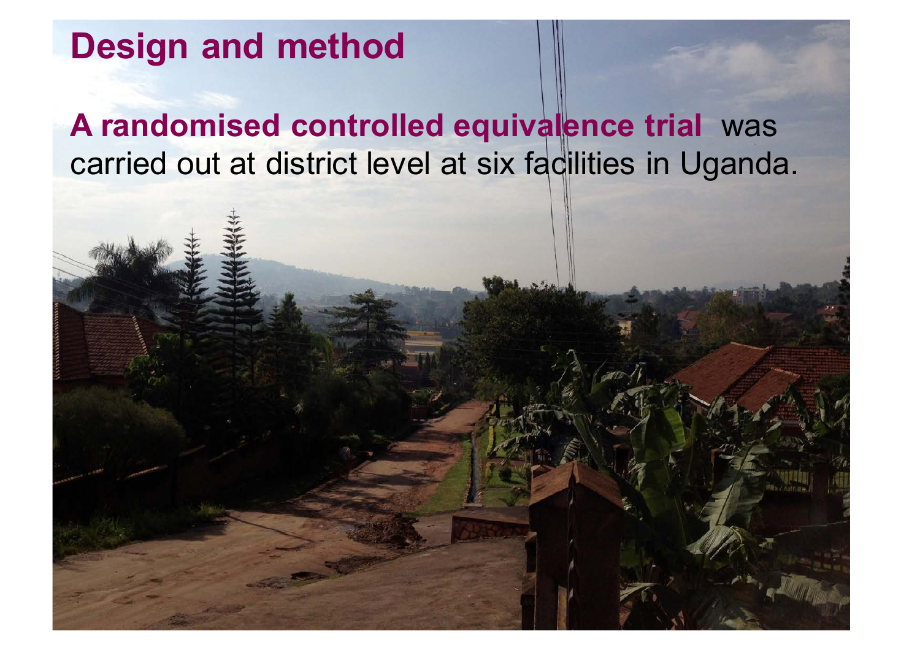# Design and method

**A randomised controlled equivalence trial** was carried out at district level at six facilities in Uganda.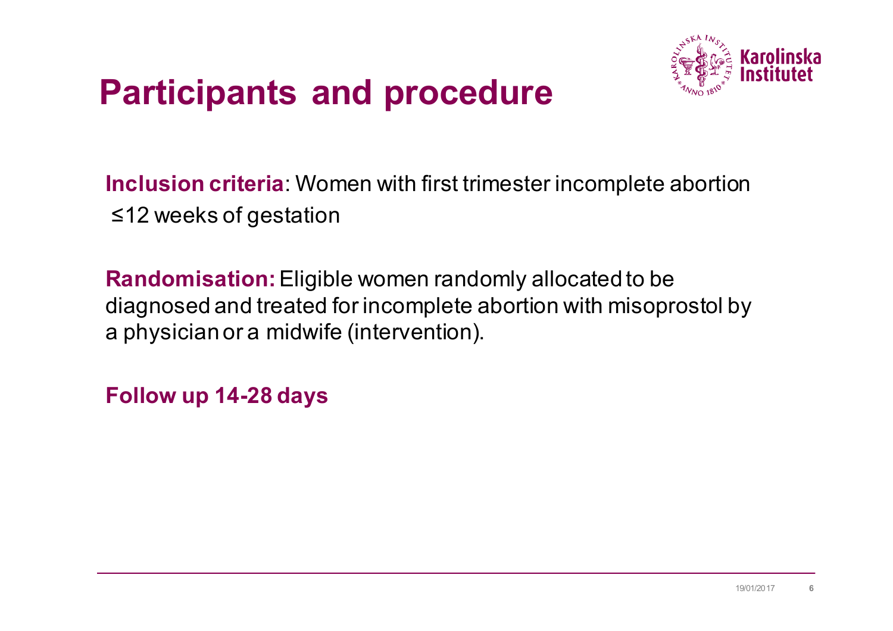# Participants and procedure

**Inclusion criteria**: Women with first trimester incomplete abortion ≤12 weeks of gestation

**Randomisation:** Eligible women randomly allocated to be diagnosed and treated for incomplete abortion with misoprostol by a physician or a midwife (intervention).

**Follow up 14-28 days**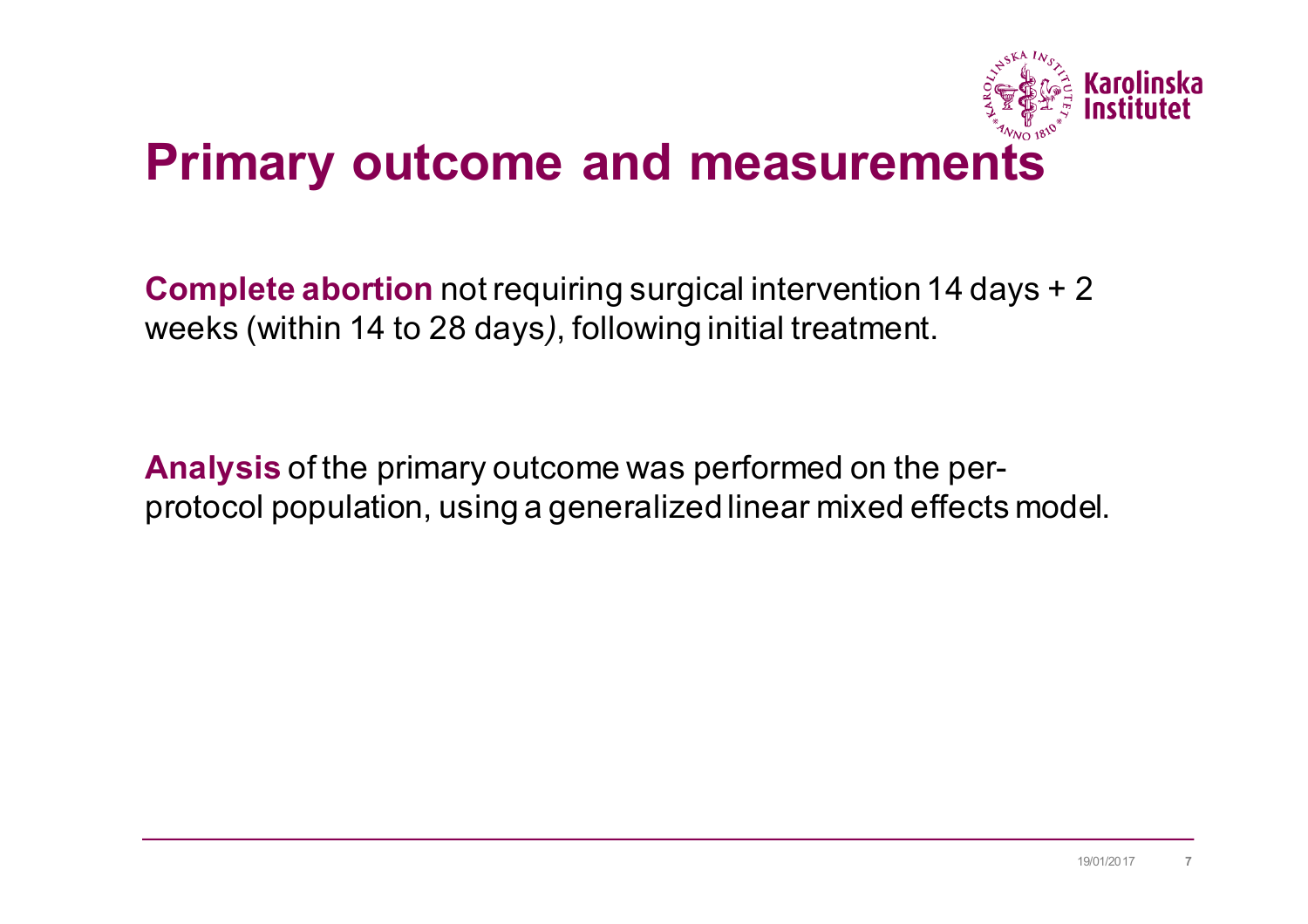# Primary outcome and measurements

**Complete abortion** not requiring surgical intervention 14 days + 2 weeks (within 14 to 28 days*)*, following initial treatment.

**Analysis** of the primary outcome was performed on the per-protocol population, using a generalized linear mixed effects model.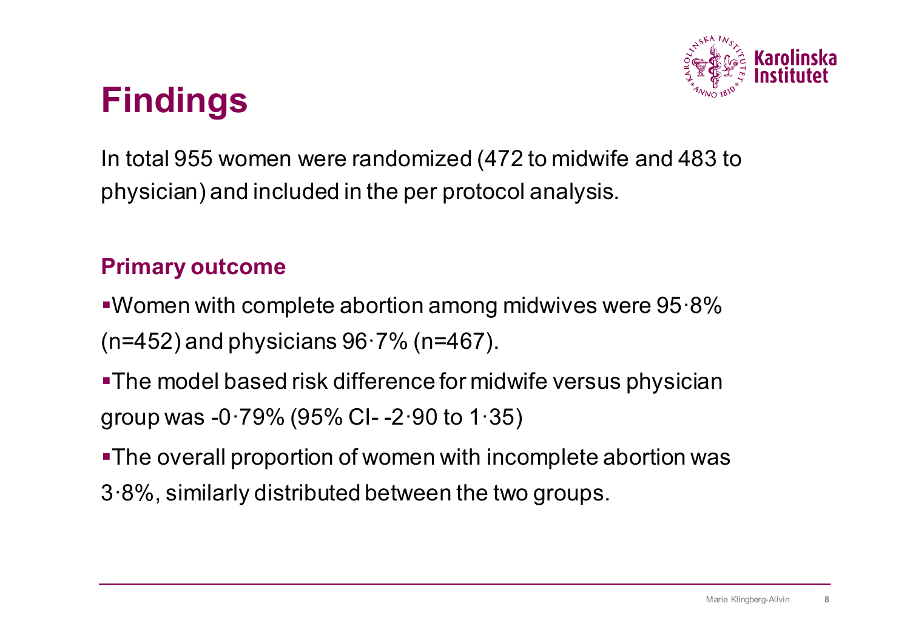# Findings

In total 955 women were randomized (472 to midwife and 483 to physician) and included in the per protocol analysis.

## Primary outcome

- Women with complete abortion among midwives were 95·8% (n=452) and physicians 96·7% (n=467).
- The model based risk difference for midwife versus physician group was -0·79% (95% CI- -2·90 to 1·35)
- The overall proportion of women with incomplete abortion was 3·8%, similarly distributed between the two groups.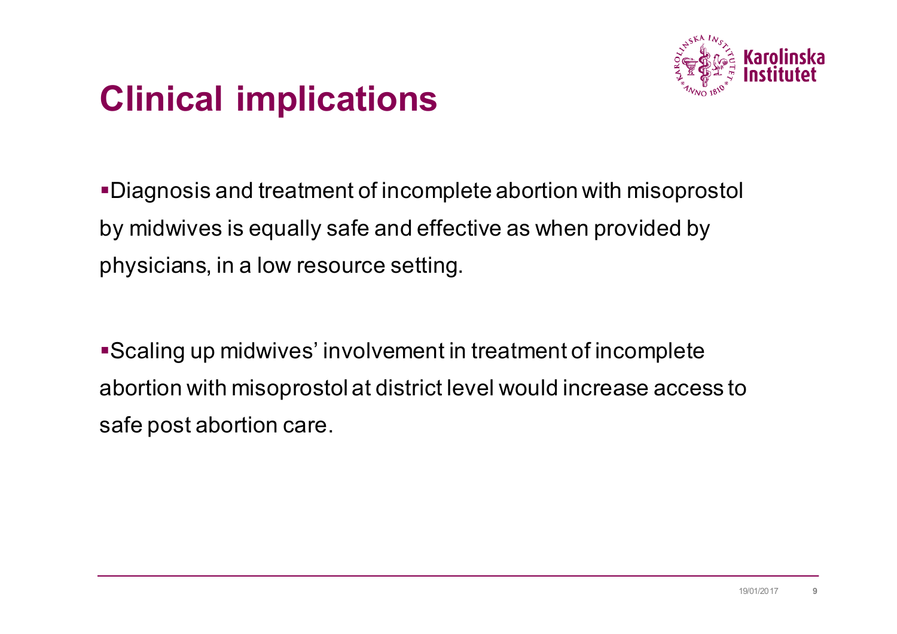# Clinical implications

- Diagnosis and treatment of incomplete abortion with misoprostol by midwives is equally safe and effective as when provided by physicians, in a low resource setting.

- Scaling up midwives' involvement in treatment of incomplete abortion with misoprostol at district level would increase access to safe post abortion care.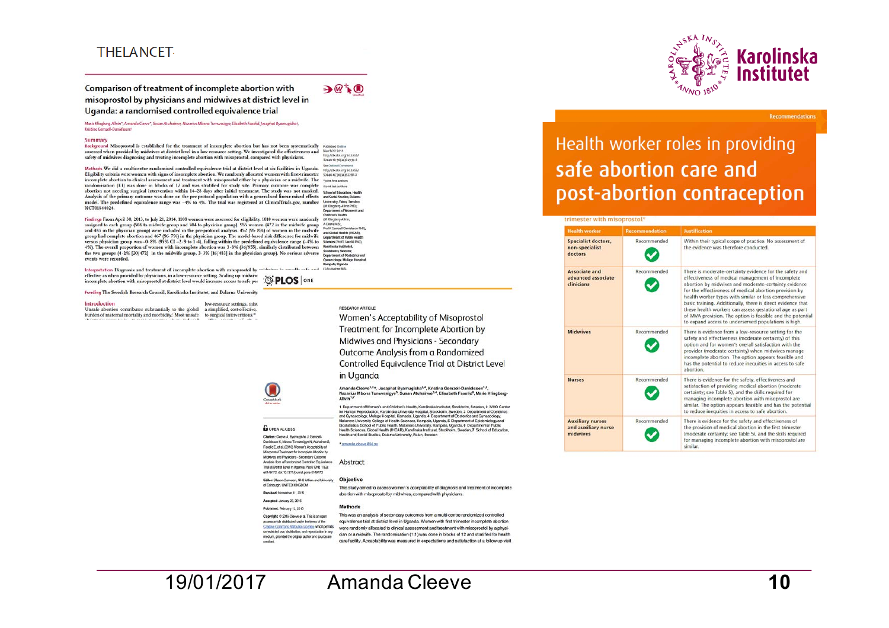THE LANCET

## Comparison of treatment of incomplete abortion with misoprostol by physicians and midwives at district level in Uganda: a randomised controlled equivalence trial

Marie Klingberg-Allvin*, Amanda Cleeve*, Susan Atuhairwe, Nazarius Mbona Tumwesigye, Elisabeth Faxelid, Josaphat Byamugisha†, Kristina Gemzell-Danielsson†

### Summary

**Background** Misoprostol is established for the treatment of incomplete abortion but has not been systematically assessed when provided by midwives at district level in a low-resource setting. We investigated the effectiveness and safety of midwives diagnosing and treating incomplete abortion with misoprostol, compared with physicians.

**Methods** We did a multicentre randomised controlled equivalence trial at district level at six facilities in Uganda. Eligibility criteria were women with signs of incomplete abortion. We randomly allocated women with first-trimester incomplete abortion to clinical assessment and treatment with misoprostol either by a physician or a midwife. The randomisation (1:1) was done in blocks of 12 and was stratified for study site. Primary outcome was complete abortion not needing surgical intervention within 14–28 days after initial treatment. The study was not masked. Analysis of the primary outcome was done on the per-protocol population with a generalised linear-mixed effects model. The predefined equivalence range was −4% to 4%. The trial was registered at ClinicalTrials.gov, number NCT01844024.

**Findings** From April 30, 2013, to July 21, 2014, 1108 women were assessed for eligibility. 1010 women were randomly assigned to each group (506 to midwife group and 504 to physician group). 955 women (472 in the midwife group and 483 in the physician group) were included in the per-protocol analysis. 452 (95·8%) of women in the midwife group had complete abortion and 467 (96·7%) in the physician group. The model-based risk difference for midwife versus physician group was −0·8% (95% CI −2·9 to 1·4), falling within the predefined equivalence range (−4% to 4%). The overall proportion of women with incomplete abortion was 3·8% (36/955), similarly distributed between the two groups (4·2% [20/472] in the midwife group, 3·3% [16/483] in the physician group). No serious adverse events were recorded.

**Interpretation** Diagnosis and treatment of incomplete abortion with misoprostol by midwives is equally safe and effective as when provided by physicians, in a low-resource setting. Scaling up midwives' ... incomplete abortion with misoprostol at district level would increase access to safe po...

**Funding** The Swedish Research Council, Karolinska Institutet, and Dalarna University

### Introduction

Unsafe abortion contributes substantially to the global burden of maternal mortality and morbidity.[1] Most unsafe ... low-resource settings, misoprostol ... a simplified, cost-effective, ... to surgical interventions.[6]

---

PLOS | ONE

RESEARCH ARTICLE

## Women's Acceptability of Misoprostol Treatment for Incomplete Abortion by Midwives and Physicians - Secondary Outcome Analysis from a Randomized Controlled Equivalence Trial at District Level in Uganda

Amanda Cleeve[1,2]*, Josaphat Byamugisha[3,4], Kristina Gemzell-Danielsson[1,2], Nazarius Mbona Tumwesigye[5], Susan Atuhairwe[3,4], Elisabeth Faxelid[6], Marie Klingberg-Allvin[1,7]

1 Department of Women's and Children's Health, Karolinska Institutet, Stockholm, Sweden, 2 WHO Center for Human Reproduction, Karolinska University Hospital, Stockholm, Sweden, 3 Department of Obstetrics and Gynaecology, Mulago Hospital, Kampala, Uganda, 4 Department of Obstetrics and Gynaecology, Makerere University College of Health Sciences, Kampala, Uganda, 5 Department of Epidemiology and Biostatistics, School of Public Health, Makerere University, Kampala, Uganda, 6 Department of Public Health Sciences, Global Health (IHCAR), Karolinska Institutet, Stockholm, Sweden, 7 School of Education, Health and Social Studies, Dalarna University, Falun, Sweden

* amanda.cleeve@ki.se

OPEN ACCESS

**Citation:** Cleeve A, Byamugisha J, Gemzell-Danielsson K, Mbona Tumwesigye N, Atuhairwe S, Faxelid E, et al. (2016) Women's Acceptability of Misoprostol Treatment for Incomplete Abortion by Midwives and Physicians - Secondary Outcome Analysis from a Randomized Controlled Equivalence Trial at District Level in Uganda. PLoS ONE 11(2): e0149172. doi:10.1371/journal.pone.0149172

### Abstract

**Objective**

This study aimed to assess women's acceptability of diagnosis and treatment of incomplete abortion with misoprostol by midwives, compared with physicians.

**Methods**

This was an analysis of secondary outcomes from a multi-centre randomized controlled equivalence trial at district level in Uganda. Women with first trimester incomplete abortion were randomly allocated to clinical assessment and treatment with misoprostol by a physician or a midwife. The randomization (1:1) was done in blocks of 12 and stratified for health care facility. Acceptability was measured in expectations and satisfaction at a follow up visit ...

---

Recommendations

## Health worker roles in providing safe abortion care and post-abortion contraception

trimester with misoprostol[a]

| Health worker | Recommendation | Justification |
|---|---|---|
| Specialist doctors, non-specialist doctors | Recommended ✓ | Within their typical scope of practice. No assessment of the evidence was therefore conducted. |
| Associate and advanced associate clinicians | Recommended ✓ | There is moderate-certainty evidence for the safety and effectiveness of medical management of incomplete abortion by midwives and moderate-certainty evidence for the effectiveness of medical abortion provision by health worker types with similar or less comprehensive basic training. Additionally, there is direct evidence that these health workers can assess gestational age as part of MVA provision. The option is feasible and the potential to expand access to underserved populations is high. |
| Midwives | Recommended ✓ | There is evidence from a low-resource setting for the safety and effectiveness (moderate certainty) of this option and for women's overall satisfaction with the provider (moderate certainty) when midwives manage incomplete abortion. The option appears feasible and has the potential to reduce inequities in access to safe abortion. |
| Nurses | Recommended ✓ | There is evidence for the safety, effectiveness and satisfaction of providing medical abortion (moderate certainty; see Table 5), and the skills required for managing incomplete abortion with misoprostol are similar. The option appears feasible and has the potential to reduce inequities in access to safe abortion. |
| Auxiliary nurses and auxiliary nurse midwives | Recommended ✓ | There is evidence for the safety and effectiveness of the provision of medical abortion in the first trimester (moderate certainty; see Table 5), and the skills required for managing incomplete abortion with misoprostol are similar. |

19/01/2017 Amanda Cleeve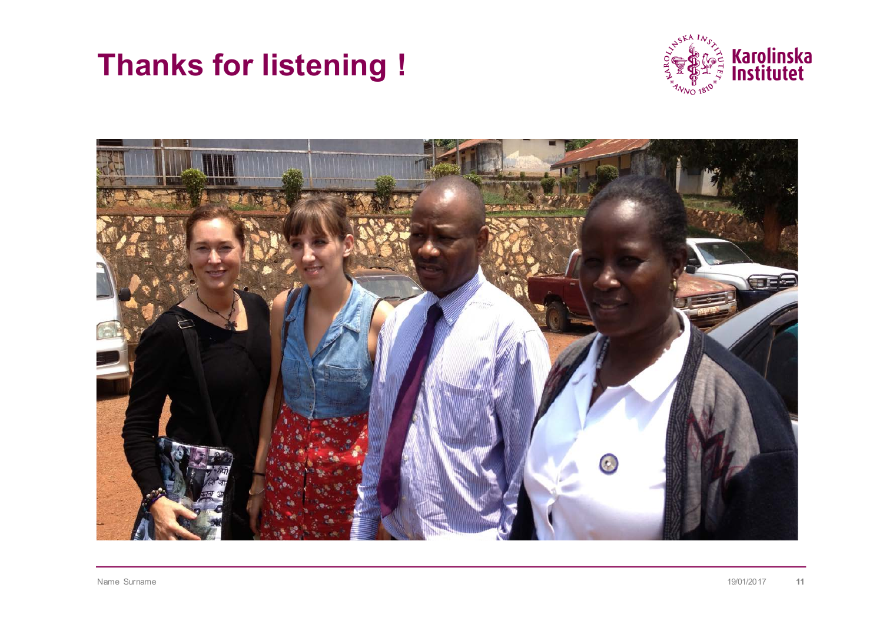# Thanks for listening !